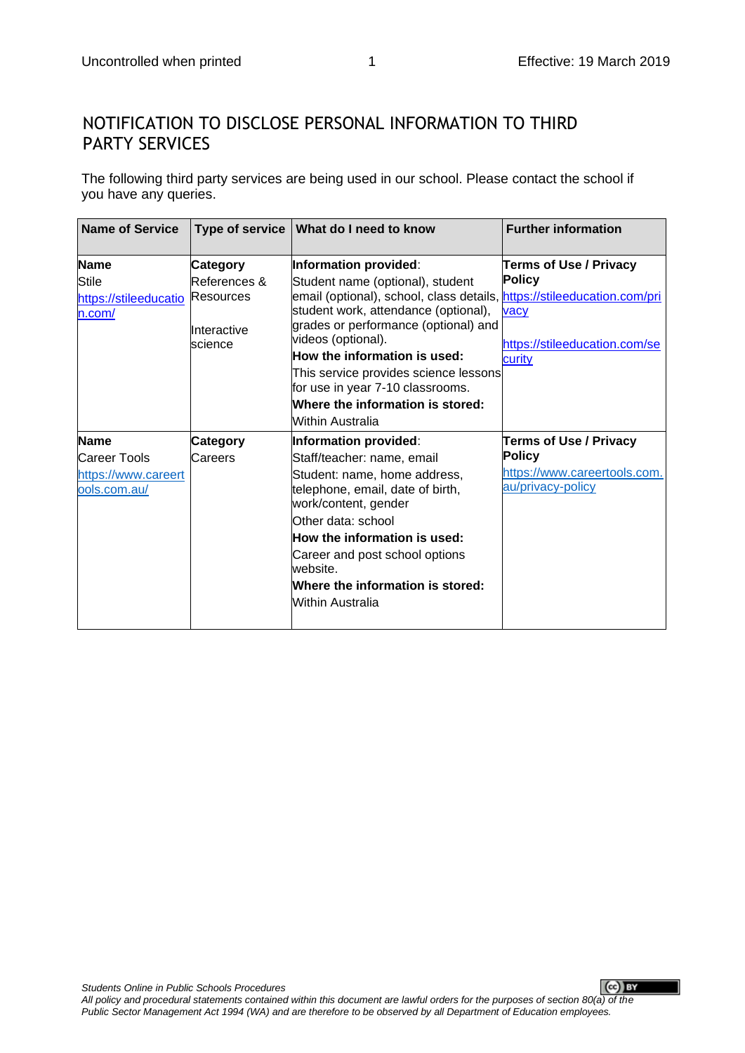# NOTIFICATION TO DISCLOSE PERSONAL INFORMATION TO THIRD PARTY SERVICES

The following third party services are being used in our school. Please contact the school if you have any queries.

| Name of Service | Type of service | What do I need to know | Further information |
|---|---|---|---|
| **Name**<br>Stile<br>https://stileeducation.com/ | **Category**<br>References & Resources<br><br>Interactive science | **Information provided**:<br>Student name (optional), student email (optional), school, class details, student work, attendance (optional), grades or performance (optional) and videos (optional).<br>**How the information is used:**<br>This service provides science lessons for use in year 7-10 classrooms.<br>**Where the information is stored:**<br>Within Australia | **Terms of Use / Privacy Policy**<br>https://stileeducation.com/privacy<br><br>https://stileeducation.com/security |
| **Name**<br>Career Tools<br>https://www.careertools.com.au/ | **Category**<br>Careers | **Information provided**:<br>Staff/teacher: name, email<br>Student: name, home address, telephone, email, date of birth, work/content, gender<br>Other data: school<br>**How the information is used:**<br>Career and post school options website.<br>**Where the information is stored:**<br>Within Australia | **Terms of Use / Privacy Policy**<br>https://www.careertools.com.au/privacy-policy |

*Students Online in Public Schools Procedures*
*All policy and procedural statements contained within this document are lawful orders for the purposes of section 80(a) of the Public Sector Management Act 1994 (WA) and are therefore to be observed by all Department of Education employees.*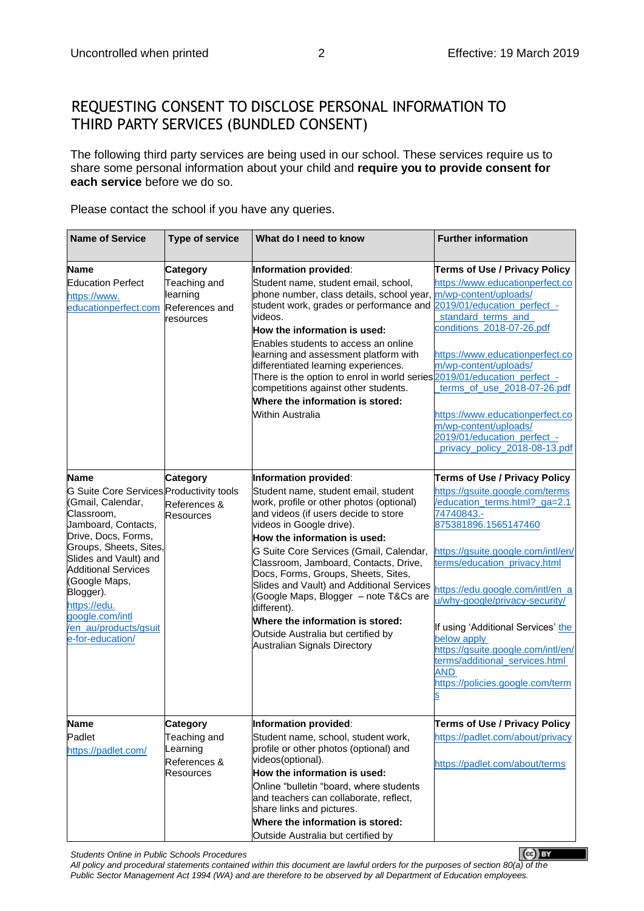## REQUESTING CONSENT TO DISCLOSE PERSONAL INFORMATION TO THIRD PARTY SERVICES (BUNDLED CONSENT)

The following third party services are being used in our school. These services require us to share some personal information about your child and **require you to provide consent for each service** before we do so.

Please contact the school if you have any queries.

| Name of Service | Type of service | What do I need to know | Further information |
|---|---|---|---|
| **Name**<br>Education Perfect<br>https://www.educationperfect.com | **Category**<br>Teaching and learning<br>References and resources | **Information provided**:<br>Student name, student email, school, phone number, class details, school year, student work, grades or performance and videos.<br>**How the information is used:**<br>Enables students to access an online learning and assessment platform with differentiated learning experiences. There is the option to enrol in world series competitions against other students.<br>**Where the information is stored:**<br>Within Australia | **Terms of Use / Privacy Policy**<br>https://www.educationperfect.com/wp-content/uploads/2019/01/education_perfect_-_standard_terms_and_conditions_2018-07-26.pdf<br><br>https://www.educationperfect.com/wp-content/uploads/2019/01/education_perfect_-_terms_of_use_2018-07-26.pdf<br><br>https://www.educationperfect.com/wp-content/uploads/2019/01/education_perfect_-_privacy_policy_2018-08-13.pdf |
| **Name**<br>G Suite Core Services (Gmail, Calendar, Classroom, Jamboard, Contacts, Drive, Docs, Forms, Groups, Sheets, Sites, Slides and Vault) and Additional Services (Google Maps, Blogger).<br>https://edu.google.com/intl/en_au/products/gsuite-for-education/ | **Category**<br>Productivity tools<br>References & Resources | **Information provided**:<br>Student name, student email, student work, profile or other photos (optional) and videos (if users decide to store videos in Google drive).<br>**How the information is used:**<br>G Suite Core Services (Gmail, Calendar, Classroom, Jamboard, Contacts, Drive, Docs, Forms, Groups, Sheets, Sites, Slides and Vault) and Additional Services (Google Maps, Blogger – note T&Cs are different).<br>**Where the information is stored:**<br>Outside Australia but certified by Australian Signals Directory | **Terms of Use / Privacy Policy**<br>https://gsuite.google.com/terms/education_terms.html?_ga=2.174740843.-875381896.1565147460<br><br>https://gsuite.google.com/intl/en/terms/education_privacy.html<br><br>https://edu.google.com/intl/en_au/why-google/privacy-security/<br><br>If using 'Additional Services' the below apply<br>https://gsuite.google.com/intl/en/terms/additional_services.html<br>AND<br>https://policies.google.com/terms |
| **Name**<br>Padlet<br>https://padlet.com/ | **Category**<br>Teaching and Learning<br>References & Resources | **Information provided**:<br>Student name, school, student work, profile or other photos (optional) and videos(optional).<br>**How the information is used:**<br>Online "bulletin "board, where students and teachers can collaborate, reflect, share links and pictures.<br>**Where the information is stored:**<br>Outside Australia but certified by | **Terms of Use / Privacy Policy**<br>https://padlet.com/about/privacy<br><br>https://padlet.com/about/terms |

*Students Online in Public Schools Procedures*
*All policy and procedural statements contained within this document are lawful orders for the purposes of section 80(a) of the Public Sector Management Act 1994 (WA) and are therefore to be observed by all Department of Education employees.*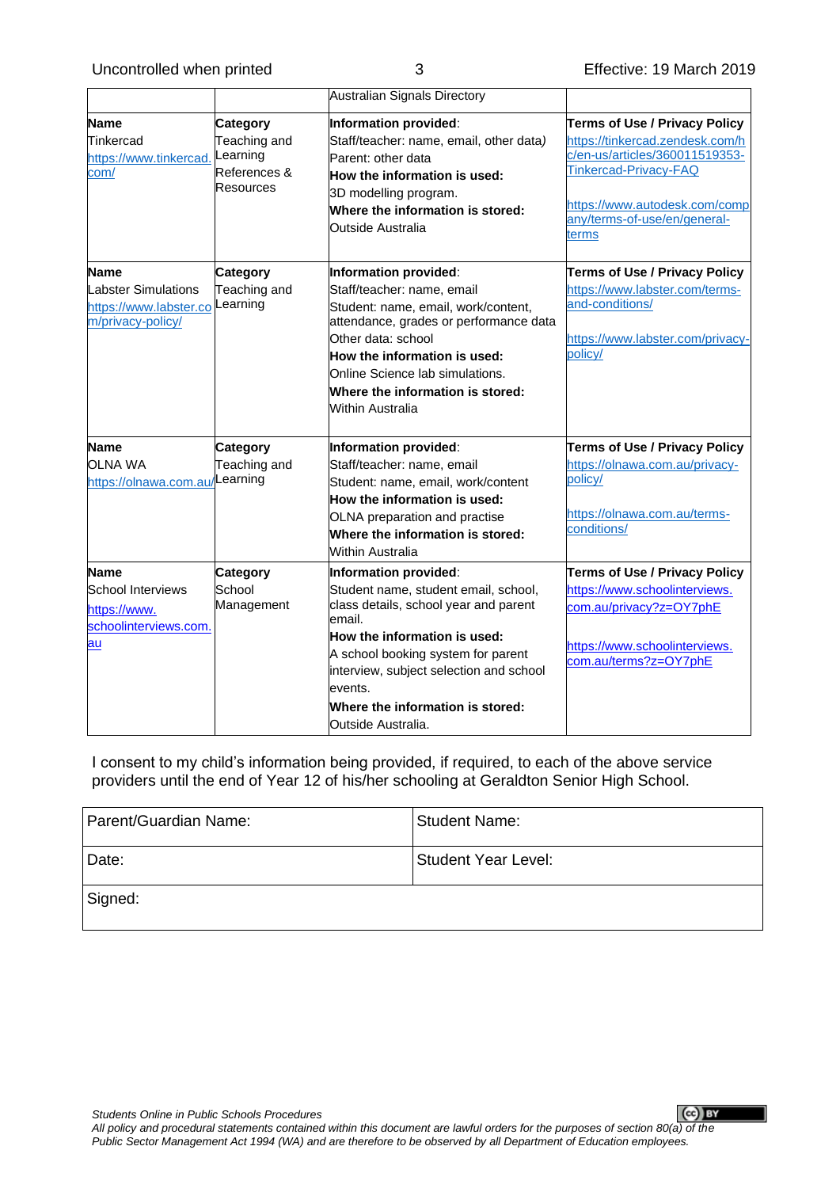| | | Australian Signals Directory | |
|---|---|---|---|
| **Name**<br>Tinkercad<br>https://www.tinkercad.com/ | **Category**<br>Teaching and Learning<br>References & Resources | **Information provided**:<br>Staff/teacher: name, email, other data)<br>Parent: other data<br>**How the information is used:**<br>3D modelling program.<br>**Where the information is stored:**<br>Outside Australia | **Terms of Use / Privacy Policy**<br>https://tinkercad.zendesk.com/hc/en-us/articles/360011519353-Tinkercad-Privacy-FAQ<br><br>https://www.autodesk.com/company/terms-of-use/en/general-terms |
| **Name**<br>Labster Simulations<br>https://www.labster.com/privacy-policy/ | **Category**<br>Teaching and Learning | **Information provided**:<br>Staff/teacher: name, email<br>Student: name, email, work/content, attendance, grades or performance data<br>Other data: school<br>**How the information is used:**<br>Online Science lab simulations.<br>**Where the information is stored:**<br>Within Australia | **Terms of Use / Privacy Policy**<br>https://www.labster.com/terms-and-conditions/<br><br>https://www.labster.com/privacy-policy/ |
| **Name**<br>OLNA WA<br>https://olnawa.com.au/ | **Category**<br>Teaching and Learning | **Information provided**:<br>Staff/teacher: name, email<br>Student: name, email, work/content<br>**How the information is used:**<br>OLNA preparation and practise<br>**Where the information is stored:**<br>Within Australia | **Terms of Use / Privacy Policy**<br>https://olnawa.com.au/privacy-policy/<br><br>https://olnawa.com.au/terms-conditions/ |
| **Name**<br>School Interviews<br>https://www.schoolinterviews.com.au | **Category**<br>School Management | **Information provided**:<br>Student name, student email, school, class details, school year and parent email.<br>**How the information is used:**<br>A school booking system for parent interview, subject selection and school events.<br>**Where the information is stored:**<br>Outside Australia. | **Terms of Use / Privacy Policy**<br>https://www.schoolinterviews.com.au/privacy?z=OY7phE<br><br>https://www.schoolinterviews.com.au/terms?z=OY7phE |

I consent to my child's information being provided, if required, to each of the above service providers until the end of Year 12 of his/her schooling at Geraldton Senior High School.

| Parent/Guardian Name: | Student Name: |
|---|---|
| Date: | Student Year Level: |
| Signed: | |

*Students Online in Public Schools Procedures*
*All policy and procedural statements contained within this document are lawful orders for the purposes of section 80(a) of the Public Sector Management Act 1994 (WA) and are therefore to be observed by all Department of Education employees.*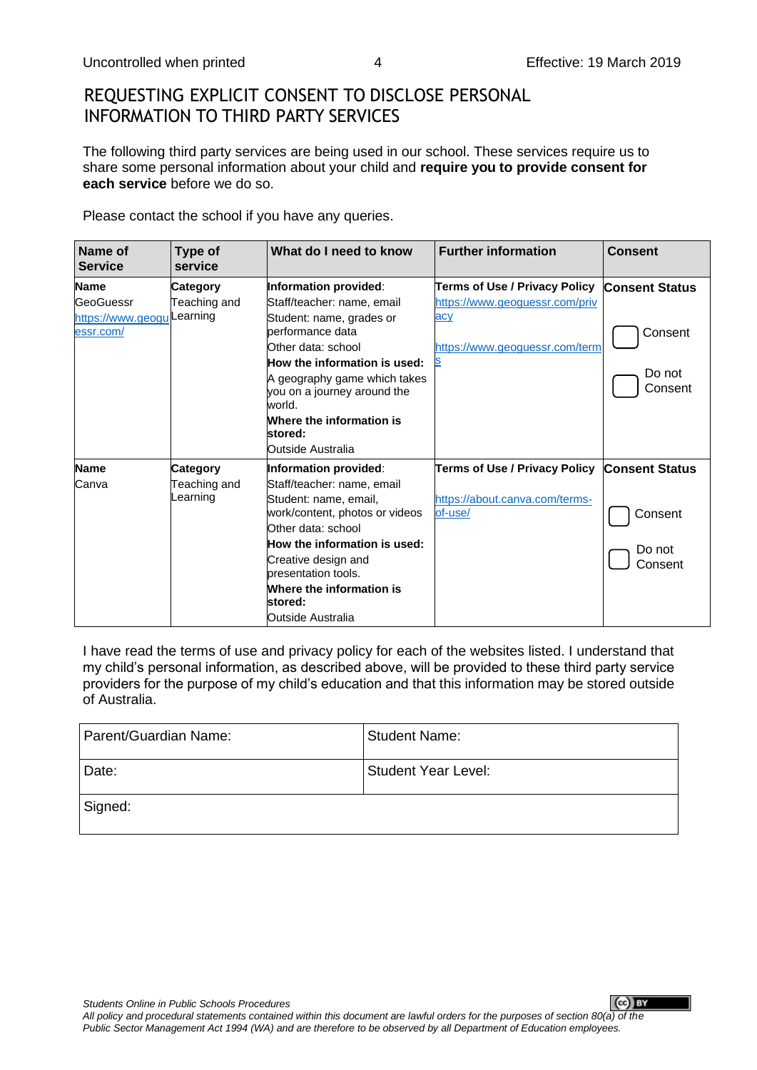## REQUESTING EXPLICIT CONSENT TO DISCLOSE PERSONAL INFORMATION TO THIRD PARTY SERVICES

The following third party services are being used in our school. These services require us to share some personal information about your child and **require you to provide consent for each service** before we do so.

Please contact the school if you have any queries.

| Name of Service | Type of service | What do I need to know | Further information | Consent |
|---|---|---|---|---|
| **Name**<br>GeoGuessr<br>https://www.geoguessr.com/ | **Category**<br>Teaching and Learning | **Information provided**:<br>Staff/teacher: name, email<br>Student: name, grades or performance data<br>Other data: school<br>**How the information is used:**<br>A geography game which takes you on a journey around the world.<br>**Where the information is stored:**<br>Outside Australia | **Terms of Use / Privacy Policy**<br>https://www.geoguessr.com/privacy<br>https://www.geoguessr.com/terms | **Consent Status**<br>☐ Consent<br>☐ Do not Consent |
| **Name**<br>Canva | **Category**<br>Teaching and Learning | **Information provided**:<br>Staff/teacher: name, email<br>Student: name, email, work/content, photos or videos<br>Other data: school<br>**How the information is used:**<br>Creative design and presentation tools.<br>**Where the information is stored:**<br>Outside Australia | **Terms of Use / Privacy Policy**<br>https://about.canva.com/terms-of-use/ | **Consent Status**<br>☐ Consent<br>☐ Do not Consent |

I have read the terms of use and privacy policy for each of the websites listed. I understand that my child's personal information, as described above, will be provided to these third party service providers for the purpose of my child's education and that this information may be stored outside of Australia.

| | |
|---|---|
| Parent/Guardian Name: | Student Name: |
| Date: | Student Year Level: |
| Signed: | |

*Students Online in Public Schools Procedures*
*All policy and procedural statements contained within this document are lawful orders for the purposes of section 80(a) of the Public Sector Management Act 1994 (WA) and are therefore to be observed by all Department of Education employees.*